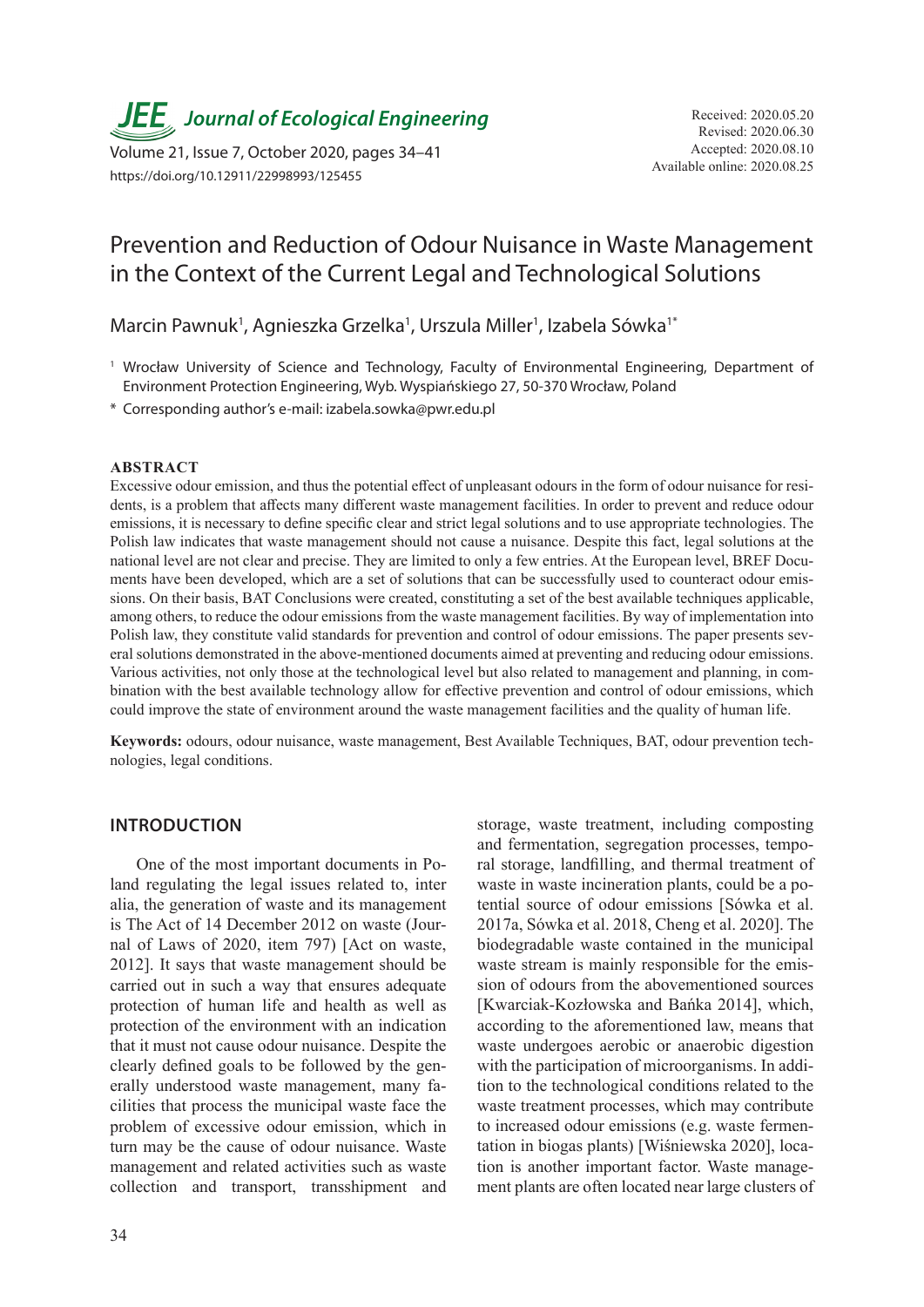**JEE Journal of Ecological Engineering**

Volume 21, Issue 7, October 2020, pages 34–41
https://doi.org/10.12911/22998993/125455

Received: 2020.05.20
Revised: 2020.06.30
Accepted: 2020.08.10
Available online: 2020.08.25

# Prevention and Reduction of Odour Nuisance in Waste Management in the Context of the Current Legal and Technological Solutions

Marcin Pawnuk[1], Agnieszka Grzelka[1], Urszula Miller[1], Izabela Sówka[1*]

[1] Wrocław University of Science and Technology, Faculty of Environmental Engineering, Department of Environment Protection Engineering, Wyb. Wyspiańskiego 27, 50-370 Wrocław, Poland

* Corresponding author's e-mail: izabela.sowka@pwr.edu.pl

## ABSTRACT

Excessive odour emission, and thus the potential effect of unpleasant odours in the form of odour nuisance for residents, is a problem that affects many different waste management facilities. In order to prevent and reduce odour emissions, it is necessary to define specific clear and strict legal solutions and to use appropriate technologies. The Polish law indicates that waste management should not cause a nuisance. Despite this fact, legal solutions at the national level are not clear and precise. They are limited to only a few entries. At the European level, BREF Documents have been developed, which are a set of solutions that can be successfully used to counteract odour emissions. On their basis, BAT Conclusions were created, constituting a set of the best available techniques applicable, among others, to reduce the odour emissions from the waste management facilities. By way of implementation into Polish law, they constitute valid standards for prevention and control of odour emissions. The paper presents several solutions demonstrated in the above-mentioned documents aimed at preventing and reducing odour emissions. Various activities, not only those at the technological level but also related to management and planning, in combination with the best available technology allow for effective prevention and control of odour emissions, which could improve the state of environment around the waste management facilities and the quality of human life.

**Keywords:** odours, odour nuisance, waste management, Best Available Techniques, BAT, odour prevention technologies, legal conditions.

## INTRODUCTION

One of the most important documents in Poland regulating the legal issues related to, inter alia, the generation of waste and its management is The Act of 14 December 2012 on waste (Journal of Laws of 2020, item 797) [Act on waste, 2012]. It says that waste management should be carried out in such a way that ensures adequate protection of human life and health as well as protection of the environment with an indication that it must not cause odour nuisance. Despite the clearly defined goals to be followed by the generally understood waste management, many facilities that process the municipal waste face the problem of excessive odour emission, which in turn may be the cause of odour nuisance. Waste management and related activities such as waste collection and transport, transshipment and storage, waste treatment, including composting and fermentation, segregation processes, temporal storage, landfilling, and thermal treatment of waste in waste incineration plants, could be a potential source of odour emissions [Sówka et al. 2017a, Sówka et al. 2018, Cheng et al. 2020]. The biodegradable waste contained in the municipal waste stream is mainly responsible for the emission of odours from the abovementioned sources [Kwarciak-Kozłowska and Bańka 2014], which, according to the aforementioned law, means that waste undergoes aerobic or anaerobic digestion with the participation of microorganisms. In addition to the technological conditions related to the waste treatment processes, which may contribute to increased odour emissions (e.g. waste fermentation in biogas plants) [Wiśniewska 2020], location is another important factor. Waste management plants are often located near large clusters of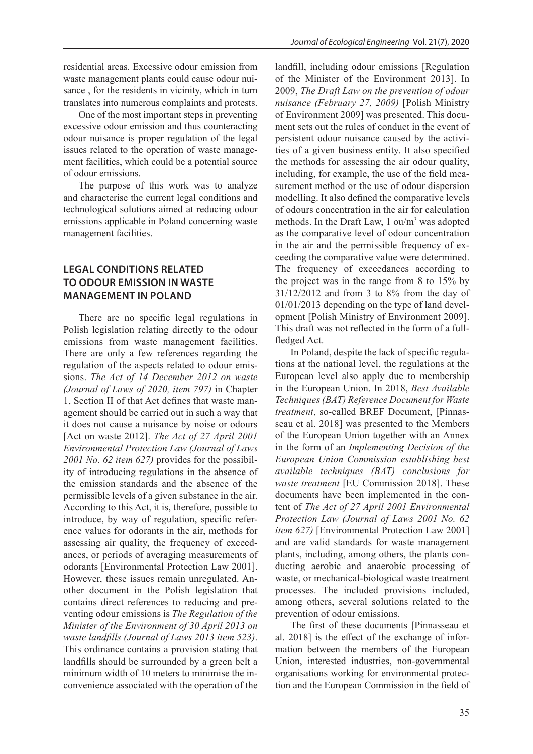residential areas. Excessive odour emission from waste management plants could cause odour nuisance , for the residents in vicinity, which in turn translates into numerous complaints and protests.

One of the most important steps in preventing excessive odour emission and thus counteracting odour nuisance is proper regulation of the legal issues related to the operation of waste management facilities, which could be a potential source of odour emissions.

The purpose of this work was to analyze and characterise the current legal conditions and technological solutions aimed at reducing odour emissions applicable in Poland concerning waste management facilities.

## LEGAL CONDITIONS RELATED TO ODOUR EMISSION IN WASTE MANAGEMENT IN POLAND

There are no specific legal regulations in Polish legislation relating directly to the odour emissions from waste management facilities. There are only a few references regarding the regulation of the aspects related to odour emissions. *The Act of 14 December 2012 on waste (Journal of Laws of 2020, item 797)* in Chapter 1, Section II of that Act defines that waste management should be carried out in such a way that it does not cause a nuisance by noise or odours [Act on waste 2012]. *The Act of 27 April 2001 Environmental Protection Law (Journal of Laws 2001 No. 62 item 627)* provides for the possibility of introducing regulations in the absence of the emission standards and the absence of the permissible levels of a given substance in the air. According to this Act, it is, therefore, possible to introduce, by way of regulation, specific reference values for odorants in the air, methods for assessing air quality, the frequency of exceedances, or periods of averaging measurements of odorants [Environmental Protection Law 2001]. However, these issues remain unregulated. Another document in the Polish legislation that contains direct references to reducing and preventing odour emissions is *The Regulation of the Minister of the Environment of 30 April 2013 on waste landfills (Journal of Laws 2013 item 523)*. This ordinance contains a provision stating that landfills should be surrounded by a green belt a minimum width of 10 meters to minimise the inconvenience associated with the operation of the landfill, including odour emissions [Regulation of the Minister of the Environment 2013]. In 2009, *The Draft Law on the prevention of odour nuisance (February 27, 2009)* [Polish Ministry of Environment 2009] was presented. This document sets out the rules of conduct in the event of persistent odour nuisance caused by the activities of a given business entity. It also specified the methods for assessing the air odour quality, including, for example, the use of the field measurement method or the use of odour dispersion modelling. It also defined the comparative levels of odours concentration in the air for calculation methods. In the Draft Law, 1 ou/m$^3$ was adopted as the comparative level of odour concentration in the air and the permissible frequency of exceeding the comparative value were determined. The frequency of exceedances according to the project was in the range from 8 to 15% by 31/12/2012 and from 3 to 8% from the day of 01/01/2013 depending on the type of land development [Polish Ministry of Environment 2009]. This draft was not reflected in the form of a full-fledged Act.

In Poland, despite the lack of specific regulations at the national level, the regulations at the European level also apply due to membership in the European Union. In 2018, *Best Available Techniques (BAT) Reference Document for Waste treatment*, so-called BREF Document, [Pinnasseau et al. 2018] was presented to the Members of the European Union together with an Annex in the form of an *Implementing Decision of the European Union Commission establishing best available techniques (BAT) conclusions for waste treatment* [EU Commission 2018]. These documents have been implemented in the content of *The Act of 27 April 2001 Environmental Protection Law (Journal of Laws 2001 No. 62 item 627)* [Environmental Protection Law 2001] and are valid standards for waste management plants, including, among others, the plants conducting aerobic and anaerobic processing of waste, or mechanical-biological waste treatment processes. The included provisions included, among others, several solutions related to the prevention of odour emissions.

The first of these documents [Pinnasseau et al. 2018] is the effect of the exchange of information between the members of the European Union, interested industries, non-governmental organisations working for environmental protection and the European Commission in the field of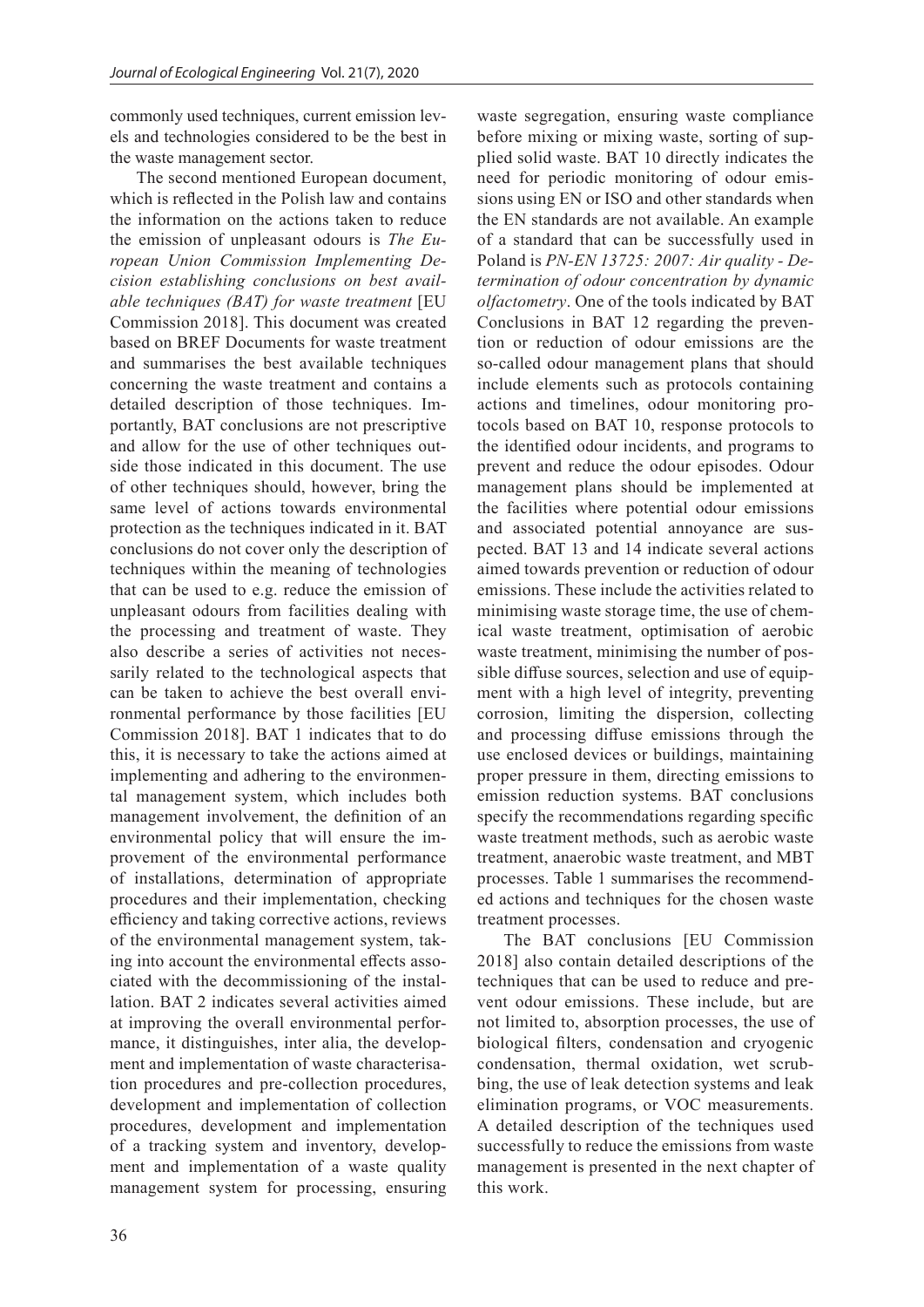commonly used techniques, current emission levels and technologies considered to be the best in the waste management sector.

The second mentioned European document, which is reflected in the Polish law and contains the information on the actions taken to reduce the emission of unpleasant odours is *The European Union Commission Implementing Decision establishing conclusions on best available techniques (BAT) for waste treatment* [EU Commission 2018]. This document was created based on BREF Documents for waste treatment and summarises the best available techniques concerning the waste treatment and contains a detailed description of those techniques. Importantly, BAT conclusions are not prescriptive and allow for the use of other techniques outside those indicated in this document. The use of other techniques should, however, bring the same level of actions towards environmental protection as the techniques indicated in it. BAT conclusions do not cover only the description of techniques within the meaning of technologies that can be used to e.g. reduce the emission of unpleasant odours from facilities dealing with the processing and treatment of waste. They also describe a series of activities not necessarily related to the technological aspects that can be taken to achieve the best overall environmental performance by those facilities [EU Commission 2018]. BAT 1 indicates that to do this, it is necessary to take the actions aimed at implementing and adhering to the environmental management system, which includes both management involvement, the definition of an environmental policy that will ensure the improvement of the environmental performance of installations, determination of appropriate procedures and their implementation, checking efficiency and taking corrective actions, reviews of the environmental management system, taking into account the environmental effects associated with the decommissioning of the installation. BAT 2 indicates several activities aimed at improving the overall environmental performance, it distinguishes, inter alia, the development and implementation of waste characterisation procedures and pre-collection procedures, development and implementation of collection procedures, development and implementation of a tracking system and inventory, development and implementation of a waste quality management system for processing, ensuring waste segregation, ensuring waste compliance before mixing or mixing waste, sorting of supplied solid waste. BAT 10 directly indicates the need for periodic monitoring of odour emissions using EN or ISO and other standards when the EN standards are not available. An example of a standard that can be successfully used in Poland is *PN-EN 13725: 2007: Air quality - Determination of odour concentration by dynamic olfactometry*. One of the tools indicated by BAT Conclusions in BAT 12 regarding the prevention or reduction of odour emissions are the so-called odour management plans that should include elements such as protocols containing actions and timelines, odour monitoring protocols based on BAT 10, response protocols to the identified odour incidents, and programs to prevent and reduce the odour episodes. Odour management plans should be implemented at the facilities where potential odour emissions and associated potential annoyance are suspected. BAT 13 and 14 indicate several actions aimed towards prevention or reduction of odour emissions. These include the activities related to minimising waste storage time, the use of chemical waste treatment, optimisation of aerobic waste treatment, minimising the number of possible diffuse sources, selection and use of equipment with a high level of integrity, preventing corrosion, limiting the dispersion, collecting and processing diffuse emissions through the use enclosed devices or buildings, maintaining proper pressure in them, directing emissions to emission reduction systems. BAT conclusions specify the recommendations regarding specific waste treatment methods, such as aerobic waste treatment, anaerobic waste treatment, and MBT processes. Table 1 summarises the recommended actions and techniques for the chosen waste treatment processes.

The BAT conclusions [EU Commission 2018] also contain detailed descriptions of the techniques that can be used to reduce and prevent odour emissions. These include, but are not limited to, absorption processes, the use of biological filters, condensation and cryogenic condensation, thermal oxidation, wet scrubbing, the use of leak detection systems and leak elimination programs, or VOC measurements. A detailed description of the techniques used successfully to reduce the emissions from waste management is presented in the next chapter of this work.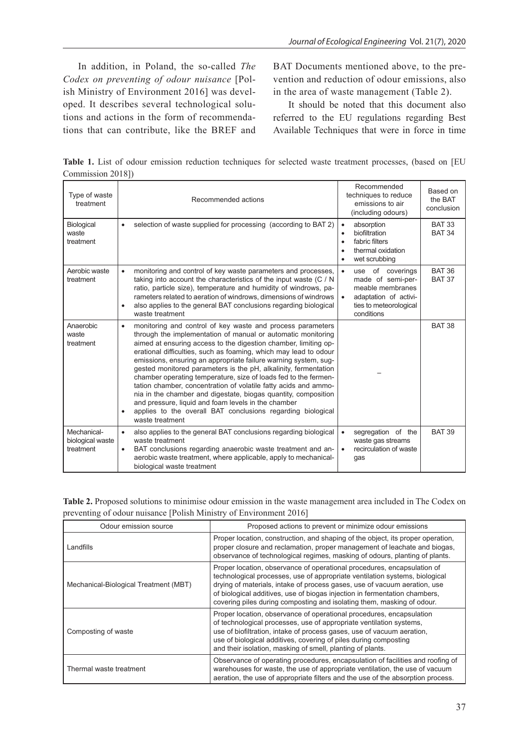In addition, in Poland, the so-called *The Codex on preventing of odour nuisance* [Polish Ministry of Environment 2016] was developed. It describes several technological solutions and actions in the form of recommendations that can contribute, like the BREF and BAT Documents mentioned above, to the prevention and reduction of odour emissions, also in the area of waste management (Table 2).

It should be noted that this document also referred to the EU regulations regarding Best Available Techniques that were in force in time

**Table 1.** List of odour emission reduction techniques for selected waste treatment processes, (based on [EU Commission 2018])

| Type of waste treatment | Recommended actions | Recommended techniques to reduce emissions to air (including odours) | Based on the BAT conclusion |
|---|---|---|---|
| Biological waste treatment | • selection of waste supplied for processing (according to BAT 2) | • absorption<br>• biofiltration<br>• fabric filters<br>• thermal oxidation<br>• wet scrubbing | BAT 33<br>BAT 34 |
| Aerobic waste treatment | • monitoring and control of key waste parameters and processes, taking into account the characteristics of the input waste (C / N ratio, particle size), temperature and humidity of windrows, parameters related to aeration of windrows, dimensions of windrows<br>• also applies to the general BAT conclusions regarding biological waste treatment | • use of coverings made of semi-permeable membranes<br>• adaptation of activities to meteorological conditions | BAT 36<br>BAT 37 |
| Anaerobic waste treatment | • monitoring and control of key waste and process parameters through the implementation of manual or automatic monitoring aimed at ensuring access to the digestion chamber, limiting operational difficulties, such as foaming, which may lead to odour emissions, ensuring an appropriate failure warning system, suggested monitored parameters is the pH, alkalinity, fermentation chamber operating temperature, size of loads fed to the fermentation chamber, concentration of volatile fatty acids and ammonia in the chamber and digestate, biogas quantity, composition and pressure, liquid and foam levels in the chamber<br>• applies to the overall BAT conclusions regarding biological waste treatment | – | BAT 38 |
| Mechanical-biological waste treatment | • also applies to the general BAT conclusions regarding biological waste treatment<br>• BAT conclusions regarding anaerobic waste treatment and anaerobic waste treatment, where applicable, apply to mechanical-biological waste treatment | • segregation of the waste gas streams<br>• recirculation of waste gas | BAT 39 |

**Table 2.** Proposed solutions to minimise odour emission in the waste management area included in The Codex on preventing of odour nuisance [Polish Ministry of Environment 2016]

| Odour emission source | Proposed actions to prevent or minimize odour emissions |
|---|---|
| Landfills | Proper location, construction, and shaping of the object, its proper operation, proper closure and reclamation, proper management of leachate and biogas, observance of technological regimes, masking of odours, planting of plants. |
| Mechanical-Biological Treatment (MBT) | Proper location, observance of operational procedures, encapsulation of technological processes, use of appropriate ventilation systems, biological drying of materials, intake of process gases, use of vacuum aeration, use of biological additives, use of biogas injection in fermentation chambers, covering piles during composting and isolating them, masking of odour. |
| Composting of waste | Proper location, observance of operational procedures, encapsulation of technological processes, use of appropriate ventilation systems, use of biofiltration, intake of process gases, use of vacuum aeration, use of biological additives, covering of piles during composting and their isolation, masking of smell, planting of plants. |
| Thermal waste treatment | Observance of operating procedures, encapsulation of facilities and roofing of warehouses for waste, the use of appropriate ventilation, the use of vacuum aeration, the use of appropriate filters and the use of the absorption process. |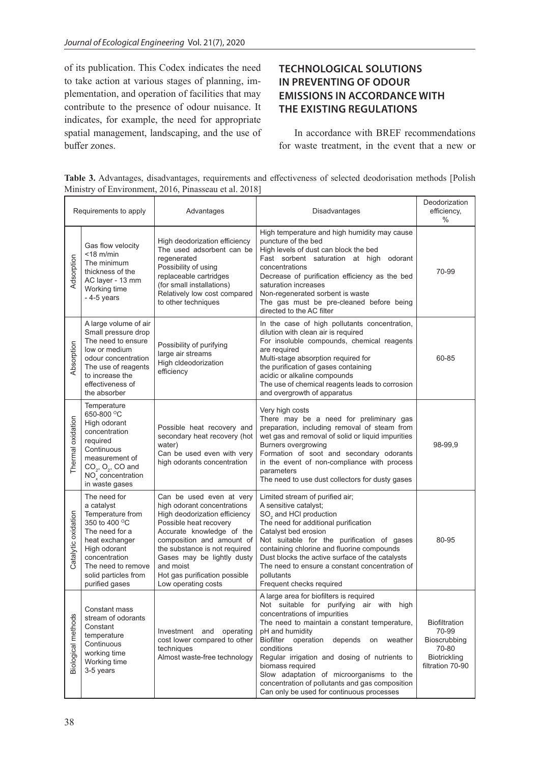of its publication. This Codex indicates the need to take action at various stages of planning, implementation, and operation of facilities that may contribute to the presence of odour nuisance. It indicates, for example, the need for appropriate spatial management, landscaping, and the use of buffer zones.

## TECHNOLOGICAL SOLUTIONS IN PREVENTING OF ODOUR EMISSIONS IN ACCORDANCE WITH THE EXISTING REGULATIONS

In accordance with BREF recommendations for waste treatment, in the event that a new or

**Table 3.** Advantages, disadvantages, requirements and effectiveness of selected deodorisation methods [Polish Ministry of Environment, 2016, Pinasseau et al. 2018]

| | Requirements to apply | Advantages | Disadvantages | Deodorization efficiency, % |
|---|---|---|---|---|
| Adsorption | Gas flow velocity <18 m/min<br>The minimum thickness of the AC layer - 13 mm<br>Working time - 4-5 years | High deodorization efficiency<br>The used adsorbent can be regenerated<br>Possibility of using replaceable cartridges (for small installations)<br>Relatively low cost compared to other techniques | High temperature and high humidity may cause puncture of the bed<br>High levels of dust can block the bed<br>Fast sorbent saturation at high odorant concentrations<br>Decrease of purification efficiency as the bed saturation increases<br>Non-regenerated sorbent is waste<br>The gas must be pre-cleaned before being directed to the AC filter | 70-99 |
| Absorption | A large volume of air<br>Small pressure drop<br>The need to ensure low or medium odour concentration<br>The use of reagents to increase the effectiveness of the absorber | Possibility of purifying large air streams<br>High cldeodorization efficiency | In the case of high pollutants concentration, dilution with clean air is required<br>For insoluble compounds, chemical reagents are required<br>Multi-stage absorption required for the purification of gases containing acidic or alkaline compounds<br>The use of chemical reagents leads to corrosion and overgrowth of apparatus | 60-85 |
| Thermal oxidation | Temperature 650-800 °C<br>High odorant concentration required<br>Continuous measurement of $CO_2$, $O_2$, CO and $NO_x$ concentration in waste gases | Possible heat recovery and secondary heat recovery (hot water)<br>Can be used even with very high odorants concentration | Very high costs<br>There may be a need for preliminary gas preparation, including removal of steam from wet gas and removal of solid or liquid impurities<br>Burners overgrowing<br>Formation of soot and secondary odorants in the event of non-compliance with process parameters<br>The need to use dust collectors for dusty gases | 98-99,9 |
| Catalytic oxidation | The need for a catalyst<br>Temperature from 350 to 400 °C<br>The need for a heat exchanger<br>High odorant concentration<br>The need to remove solid particles from purified gases | Can be used even at very high odorant concentrations<br>High deodorization efficiency<br>Possible heat recovery<br>Accurate knowledge of the composition and amount of the substance is not required<br>Gases may be lightly dusty and moist<br>Hot gas purification possible<br>Low operating costs | Limited stream of purified air;<br>A sensitive catalyst;<br>$SO_2$ and HCl production<br>The need for additional purification<br>Catalyst bed erosion<br>Not suitable for the purification of gases containing chlorine and fluorine compounds<br>Dust blocks the active surface of the catalysts<br>The need to ensure a constant concentration of pollutants<br>Frequent checks required | 80-95 |
| Biological methods | Constant mass stream of odorants<br>Constant temperature<br>Continuous working time<br>Working time 3-5 years | Investment and operating cost lower compared to other techniques<br>Almost waste-free technology | A large area for biofilters is required<br>Not suitable for purifying air with high concentrations of impurities<br>The need to maintain a constant temperature, pH and humidity<br>Biofilter operation depends on weather conditions<br>Regular irrigation and dosing of nutrients to biomass required<br>Slow adaptation of microorganisms to the concentration of pollutants and gas composition<br>Can only be used for continuous processes | Biofiltration 70-99<br>Bioscrubbing 70-80<br>Biotrickling filtration 70-90 |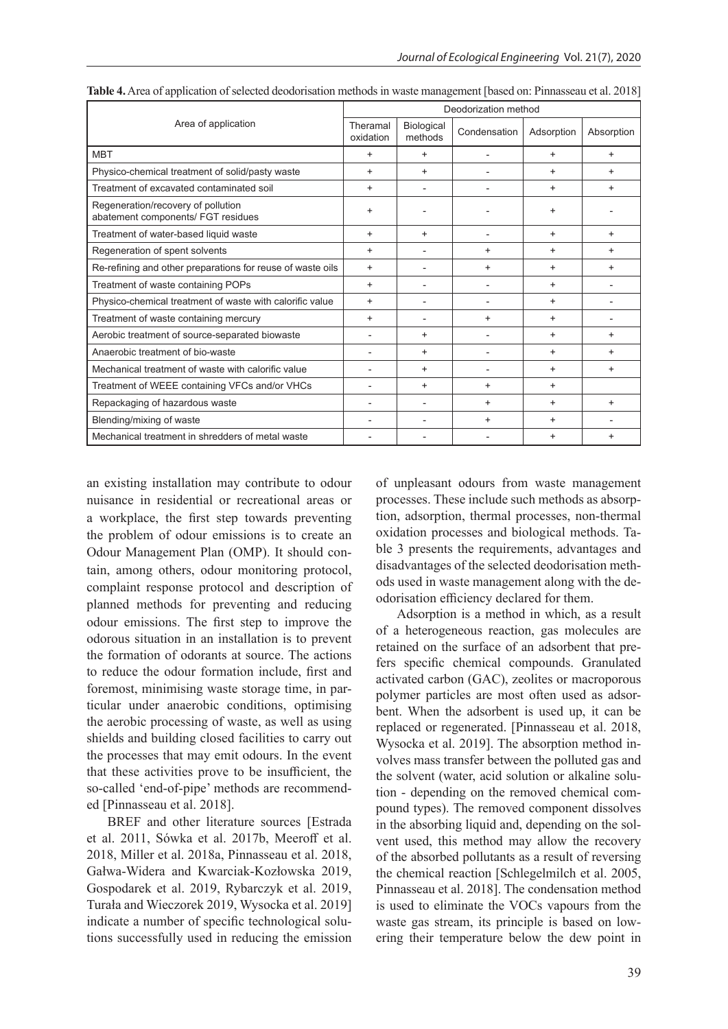**Table 4.** Area of application of selected deodorisation methods in waste management [based on: Pinnasseau et al. 2018]

| Area of application | Deodorization method | | | | |
|---|---|---|---|---|---|
| | Theramal oxidation | Biological methods | Condensation | Adsorption | Absorption |
| MBT | + | + | - | + | + |
| Physico-chemical treatment of solid/pasty waste | + | + | - | + | + |
| Treatment of excavated contaminated soil | + | - | - | + | + |
| Regeneration/recovery of pollution abatement components/ FGT residues | + | - | - | + | - |
| Treatment of water-based liquid waste | + | + | - | + | + |
| Regeneration of spent solvents | + | - | + | + | + |
| Re-refining and other preparations for reuse of waste oils | + | - | + | + | + |
| Treatment of waste containing POPs | + | - | - | + | - |
| Physico-chemical treatment of waste with calorific value | + | - | - | + | - |
| Treatment of waste containing mercury | + | - | + | + | - |
| Aerobic treatment of source-separated biowaste | - | + | - | + | + |
| Anaerobic treatment of bio-waste | - | + | - | + | + |
| Mechanical treatment of waste with calorific value | - | + | - | + | + |
| Treatment of WEEE containing VFCs and/or VHCs | - | + | + | + | |
| Repackaging of hazardous waste | - | - | + | + | + |
| Blending/mixing of waste | - | - | + | + | - |
| Mechanical treatment in shredders of metal waste | - | - | - | + | + |

an existing installation may contribute to odour nuisance in residential or recreational areas or a workplace, the first step towards preventing the problem of odour emissions is to create an Odour Management Plan (OMP). It should contain, among others, odour monitoring protocol, complaint response protocol and description of planned methods for preventing and reducing odour emissions. The first step to improve the odorous situation in an installation is to prevent the formation of odorants at source. The actions to reduce the odour formation include, first and foremost, minimising waste storage time, in particular under anaerobic conditions, optimising the aerobic processing of waste, as well as using shields and building closed facilities to carry out the processes that may emit odours. In the event that these activities prove to be insufficient, the so-called 'end-of-pipe' methods are recommended [Pinnasseau et al. 2018].

BREF and other literature sources [Estrada et al. 2011, Sówka et al. 2017b, Meeroff et al. 2018, Miller et al. 2018a, Pinnasseau et al. 2018, Gałwa-Widera and Kwarciak-Kozłowska 2019, Gospodarek et al. 2019, Rybarczyk et al. 2019, Turała and Wieczorek 2019, Wysocka et al. 2019] indicate a number of specific technological solutions successfully used in reducing the emission of unpleasant odours from waste management processes. These include such methods as absorption, adsorption, thermal processes, non-thermal oxidation processes and biological methods. Table 3 presents the requirements, advantages and disadvantages of the selected deodorisation methods used in waste management along with the deodorisation efficiency declared for them.

Adsorption is a method in which, as a result of a heterogeneous reaction, gas molecules are retained on the surface of an adsorbent that prefers specific chemical compounds. Granulated activated carbon (GAC), zeolites or macroporous polymer particles are most often used as adsorbent. When the adsorbent is used up, it can be replaced or regenerated. [Pinnasseau et al. 2018, Wysocka et al. 2019]. The absorption method involves mass transfer between the polluted gas and the solvent (water, acid solution or alkaline solution - depending on the removed chemical compound types). The removed component dissolves in the absorbing liquid and, depending on the solvent used, this method may allow the recovery of the absorbed pollutants as a result of reversing the chemical reaction [Schlegelmilch et al. 2005, Pinnasseau et al. 2018]. The condensation method is used to eliminate the VOCs vapours from the waste gas stream, its principle is based on lowering their temperature below the dew point in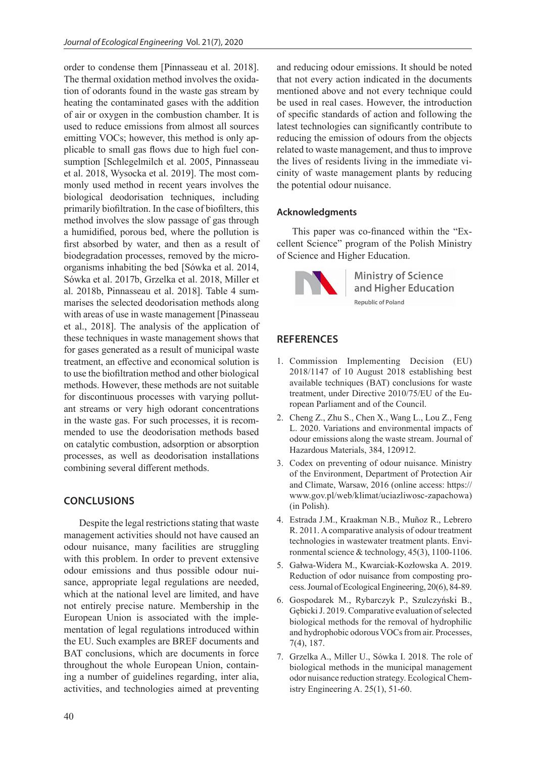order to condense them [Pinnasseau et al. 2018]. The thermal oxidation method involves the oxidation of odorants found in the waste gas stream by heating the contaminated gases with the addition of air or oxygen in the combustion chamber. It is used to reduce emissions from almost all sources emitting VOCs; however, this method is only applicable to small gas flows due to high fuel consumption [Schlegelmilch et al. 2005, Pinnasseau et al. 2018, Wysocka et al. 2019]. The most commonly used method in recent years involves the biological deodorisation techniques, including primarily biofiltration. In the case of biofilters, this method involves the slow passage of gas through a humidified, porous bed, where the pollution is first absorbed by water, and then as a result of biodegradation processes, removed by the microorganisms inhabiting the bed [Sówka et al. 2014, Sówka et al. 2017b, Grzelka et al. 2018, Miller et al. 2018b, Pinnasseau et al. 2018]. Table 4 summarises the selected deodorisation methods along with areas of use in waste management [Pinasseau et al., 2018]. The analysis of the application of these techniques in waste management shows that for gases generated as a result of municipal waste treatment, an effective and economical solution is to use the biofiltration method and other biological methods. However, these methods are not suitable for discontinuous processes with varying pollutant streams or very high odorant concentrations in the waste gas. For such processes, it is recommended to use the deodorisation methods based on catalytic combustion, adsorption or absorption processes, as well as deodorisation installations combining several different methods.

## CONCLUSIONS

Despite the legal restrictions stating that waste management activities should not have caused an odour nuisance, many facilities are struggling with this problem. In order to prevent extensive odour emissions and thus possible odour nuisance, appropriate legal regulations are needed, which at the national level are limited, and have not entirely precise nature. Membership in the European Union is associated with the implementation of legal regulations introduced within the EU. Such examples are BREF documents and BAT conclusions, which are documents in force throughout the whole European Union, containing a number of guidelines regarding, inter alia, activities, and technologies aimed at preventing and reducing odour emissions. It should be noted that not every action indicated in the documents mentioned above and not every technique could be used in real cases. However, the introduction of specific standards of action and following the latest technologies can significantly contribute to reducing the emission of odours from the objects related to waste management, and thus to improve the lives of residents living in the immediate vicinity of waste management plants by reducing the potential odour nuisance.

### Acknowledgments

This paper was co-financed within the "Excellent Science" program of the Polish Ministry of Science and Higher Education.

Ministry of Science and Higher Education
Republic of Poland

## REFERENCES

1. Commission Implementing Decision (EU) 2018/1147 of 10 August 2018 establishing best available techniques (BAT) conclusions for waste treatment, under Directive 2010/75/EU of the European Parliament and of the Council.
2. Cheng Z., Zhu S., Chen X., Wang L., Lou Z., Feng L. 2020. Variations and environmental impacts of odour emissions along the waste stream. Journal of Hazardous Materials, 384, 120912.
3. Codex on preventing of odour nuisance. Ministry of the Environment, Department of Protection Air and Climate, Warsaw, 2016 (online access: https://www.gov.pl/web/klimat/uciazliwosc-zapachowa) (in Polish).
4. Estrada J.M., Kraakman N.B., Muñoz R., Lebrero R. 2011. A comparative analysis of odour treatment technologies in wastewater treatment plants. Environmental science & technology, 45(3), 1100-1106.
5. Gałwa-Widera M., Kwarciak-Kozłowska A. 2019. Reduction of odor nuisance from composting process. Journal of Ecological Engineering, 20(6), 84-89.
6. Gospodarek M., Rybarczyk P., Szulczyński B., Gębicki J. 2019. Comparative evaluation of selected biological methods for the removal of hydrophilic and hydrophobic odorous VOCs from air. Processes, 7(4), 187.
7. Grzelka A., Miller U., Sówka I. 2018. The role of biological methods in the municipal management odor nuisance reduction strategy. Ecological Chemistry Engineering A. 25(1), 51-60.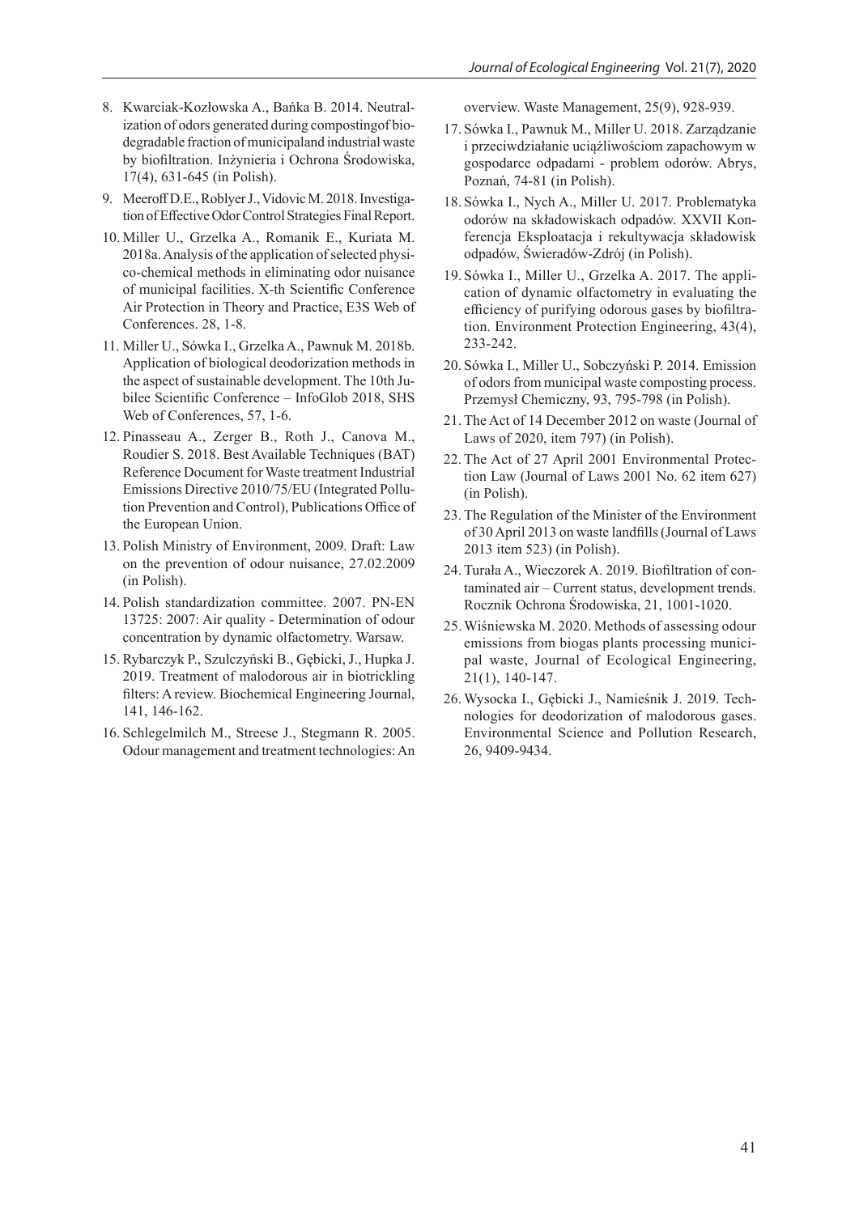8. Kwarciak-Kozłowska A., Bańka B. 2014. Neutralization of odors generated during compostingof biodegradable fraction of municipaland industrial waste by biofiltration. Inżynieria i Ochrona Środowiska, 17(4), 631-645 (in Polish).
9. Meeroff D.E., Roblyer J., Vidovic M. 2018. Investigation of Effective Odor Control Strategies Final Report.
10. Miller U., Grzelka A., Romanik E., Kuriata M. 2018a. Analysis of the application of selected physico-chemical methods in eliminating odor nuisance of municipal facilities. X-th Scientific Conference Air Protection in Theory and Practice, E3S Web of Conferences. 28, 1-8.
11. Miller U., Sówka I., Grzelka A., Pawnuk M. 2018b. Application of biological deodorization methods in the aspect of sustainable development. The 10th Jubilee Scientific Conference – InfoGlob 2018, SHS Web of Conferences, 57, 1-6.
12. Pinasseau A., Zerger B., Roth J., Canova M., Roudier S. 2018. Best Available Techniques (BAT) Reference Document for Waste treatment Industrial Emissions Directive 2010/75/EU (Integrated Pollution Prevention and Control), Publications Office of the European Union.
13. Polish Ministry of Environment, 2009. Draft: Law on the prevention of odour nuisance, 27.02.2009 (in Polish).
14. Polish standardization committee. 2007. PN-EN 13725: 2007: Air quality - Determination of odour concentration by dynamic olfactometry. Warsaw.
15. Rybarczyk P., Szulczyński B., Gębicki, J., Hupka J. 2019. Treatment of malodorous air in biotrickling filters: A review. Biochemical Engineering Journal, 141, 146-162.
16. Schlegelmilch M., Streese J., Stegmann R. 2005. Odour management and treatment technologies: An overview. Waste Management, 25(9), 928-939.
17. Sówka I., Pawnuk M., Miller U. 2018. Zarządzanie i przeciwdziałanie uciążliwościom zapachowym w gospodarce odpadami - problem odorów. Abrys, Poznań, 74-81 (in Polish).
18. Sówka I., Nych A., Miller U. 2017. Problematyka odorów na składowiskach odpadów. XXVII Konferencja Eksploatacja i rekultywacja składowisk odpadów, Świeradów-Zdrój (in Polish).
19. Sówka I., Miller U., Grzelka A. 2017. The application of dynamic olfactometry in evaluating the efficiency of purifying odorous gases by biofiltration. Environment Protection Engineering, 43(4), 233-242.
20. Sówka I., Miller U., Sobczyński P. 2014. Emission of odors from municipal waste composting process. Przemysł Chemiczny, 93, 795-798 (in Polish).
21. The Act of 14 December 2012 on waste (Journal of Laws of 2020, item 797) (in Polish).
22. The Act of 27 April 2001 Environmental Protection Law (Journal of Laws 2001 No. 62 item 627) (in Polish).
23. The Regulation of the Minister of the Environment of 30 April 2013 on waste landfills (Journal of Laws 2013 item 523) (in Polish).
24. Turała A., Wieczorek A. 2019. Biofiltration of contaminated air – Current status, development trends. Rocznik Ochrona Środowiska, 21, 1001-1020.
25. Wiśniewska M. 2020. Methods of assessing odour emissions from biogas plants processing municipal waste, Journal of Ecological Engineering, 21(1), 140-147.
26. Wysocka I., Gębicki J., Namieśnik J. 2019. Technologies for deodorization of malodorous gases. Environmental Science and Pollution Research, 26, 9409-9434.